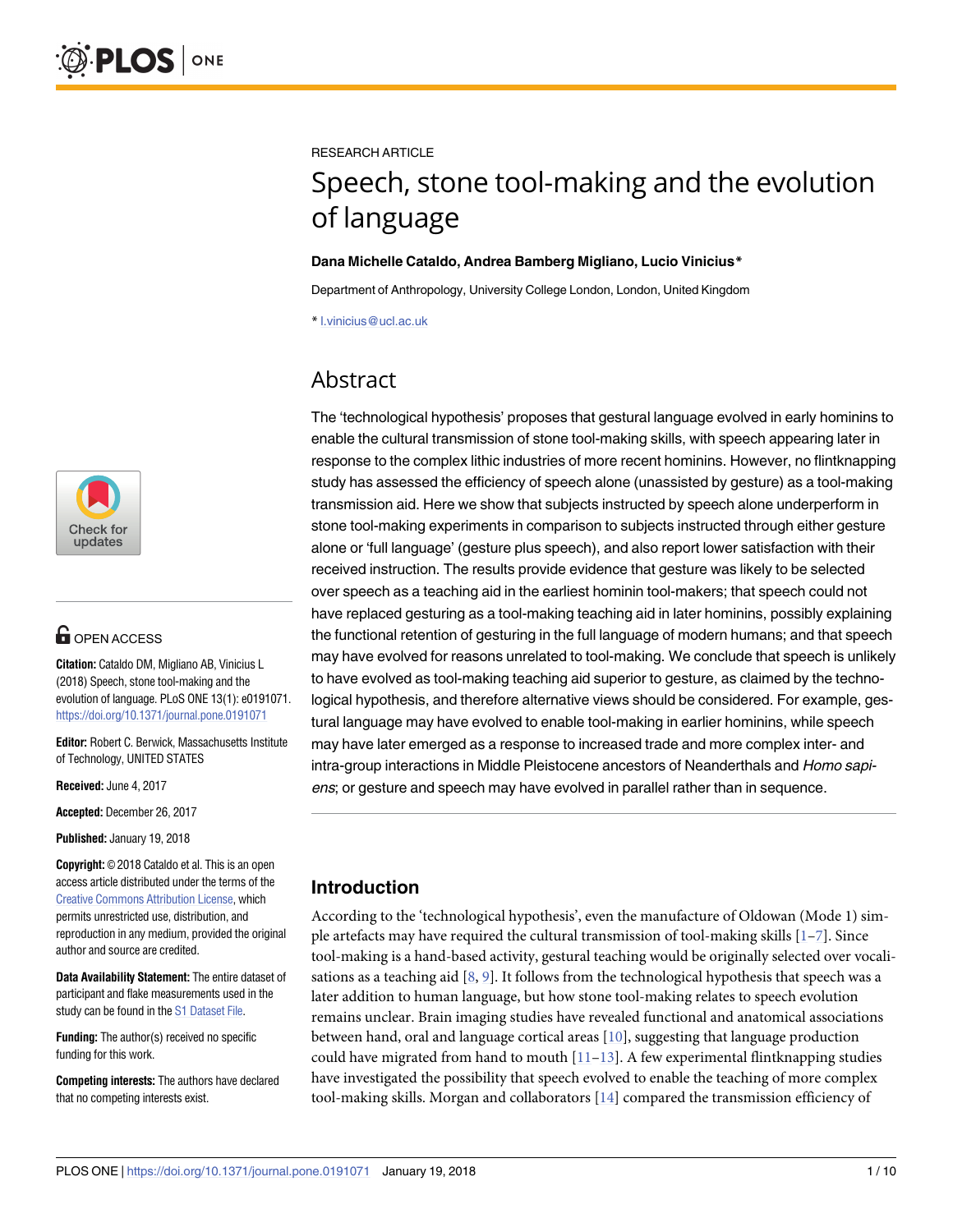RESEARCH ARTICLE

# Speech, stone tool-making and the evolution of language

**Dana Michelle Cataldo, Andrea Bamberg Migliano, Lucio Vinicius***

Department of Anthropology, University College London, London, United Kingdom

* l.vinicius@ucl.ac.uk

## Abstract

The 'technological hypothesis' proposes that gestural language evolved in early hominins to enable the cultural transmission of stone tool-making skills, with speech appearing later in response to the complex lithic industries of more recent hominins. However, no flintknapping study has assessed the efficiency of speech alone (unassisted by gesture) as a tool-making transmission aid. Here we show that subjects instructed by speech alone underperform in stone tool-making experiments in comparison to subjects instructed through either gesture alone or 'full language' (gesture plus speech), and also report lower satisfaction with their received instruction. The results provide evidence that gesture was likely to be selected over speech as a teaching aid in the earliest hominin tool-makers; that speech could not have replaced gesturing as a tool-making teaching aid in later hominins, possibly explaining the functional retention of gesturing in the full language of modern humans; and that speech may have evolved for reasons unrelated to tool-making. We conclude that speech is unlikely to have evolved as tool-making teaching aid superior to gesture, as claimed by the technological hypothesis, and therefore alternative views should be considered. For example, gestural language may have evolved to enable tool-making in earlier hominins, while speech may have later emerged as a response to increased trade and more complex inter- and intra-group interactions in Middle Pleistocene ancestors of Neanderthals and *Homo sapiens*; or gesture and speech may have evolved in parallel rather than in sequence.

OPEN ACCESS

**Citation:** Cataldo DM, Migliano AB, Vinicius L (2018) Speech, stone tool-making and the evolution of language. PLoS ONE 13(1): e0191071. https://doi.org/10.1371/journal.pone.0191071

**Editor:** Robert C. Berwick, Massachusetts Institute of Technology, UNITED STATES

**Received:** June 4, 2017

**Accepted:** December 26, 2017

**Published:** January 19, 2018

**Copyright:** © 2018 Cataldo et al. This is an open access article distributed under the terms of the Creative Commons Attribution License, which permits unrestricted use, distribution, and reproduction in any medium, provided the original author and source are credited.

**Data Availability Statement:** The entire dataset of participant and flake measurements used in the study can be found in the S1 Dataset File.

**Funding:** The author(s) received no specific funding for this work.

**Competing interests:** The authors have declared that no competing interests exist.

## Introduction

According to the 'technological hypothesis', even the manufacture of Oldowan (Mode 1) simple artefacts may have required the cultural transmission of tool-making skills [1–7]. Since tool-making is a hand-based activity, gestural teaching would be originally selected over vocalisations as a teaching aid [8, 9]. It follows from the technological hypothesis that speech was a later addition to human language, but how stone tool-making relates to speech evolution remains unclear. Brain imaging studies have revealed functional and anatomical associations between hand, oral and language cortical areas [10], suggesting that language production could have migrated from hand to mouth [11–13]. A few experimental flintknapping studies have investigated the possibility that speech evolved to enable the teaching of more complex tool-making skills. Morgan and collaborators [14] compared the transmission efficiency of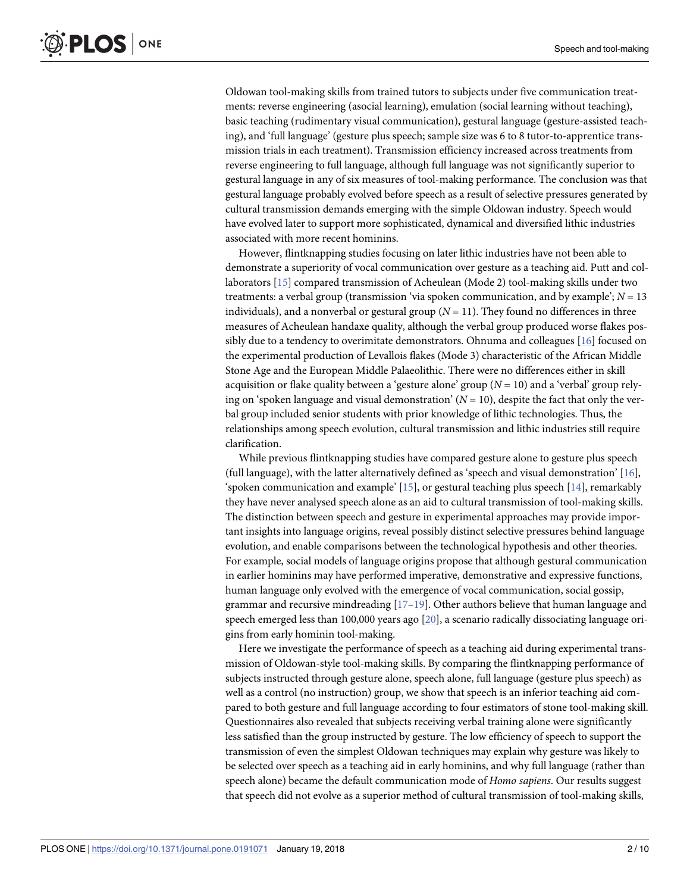Oldowan tool-making skills from trained tutors to subjects under five communication treatments: reverse engineering (asocial learning), emulation (social learning without teaching), basic teaching (rudimentary visual communication), gestural language (gesture-assisted teaching), and 'full language' (gesture plus speech; sample size was 6 to 8 tutor-to-apprentice transmission trials in each treatment). Transmission efficiency increased across treatments from reverse engineering to full language, although full language was not significantly superior to gestural language in any of six measures of tool-making performance. The conclusion was that gestural language probably evolved before speech as a result of selective pressures generated by cultural transmission demands emerging with the simple Oldowan industry. Speech would have evolved later to support more sophisticated, dynamical and diversified lithic industries associated with more recent hominins.

However, flintknapping studies focusing on later lithic industries have not been able to demonstrate a superiority of vocal communication over gesture as a teaching aid. Putt and collaborators [15] compared transmission of Acheulean (Mode 2) tool-making skills under two treatments: a verbal group (transmission 'via spoken communication, and by example'; $N = 13$ individuals), and a nonverbal or gestural group ($N = 11$). They found no differences in three measures of Acheulean handaxe quality, although the verbal group produced worse flakes possibly due to a tendency to overimitate demonstrators. Ohnuma and colleagues [16] focused on the experimental production of Levallois flakes (Mode 3) characteristic of the African Middle Stone Age and the European Middle Palaeolithic. There were no differences either in skill acquisition or flake quality between a 'gesture alone' group ($N = 10$) and a 'verbal' group relying on 'spoken language and visual demonstration' ($N = 10$), despite the fact that only the verbal group included senior students with prior knowledge of lithic technologies. Thus, the relationships among speech evolution, cultural transmission and lithic industries still require clarification.

While previous flintknapping studies have compared gesture alone to gesture plus speech (full language), with the latter alternatively defined as 'speech and visual demonstration' [16], 'spoken communication and example' [15], or gestural teaching plus speech [14], remarkably they have never analysed speech alone as an aid to cultural transmission of tool-making skills. The distinction between speech and gesture in experimental approaches may provide important insights into language origins, reveal possibly distinct selective pressures behind language evolution, and enable comparisons between the technological hypothesis and other theories. For example, social models of language origins propose that although gestural communication in earlier hominins may have performed imperative, demonstrative and expressive functions, human language only evolved with the emergence of vocal communication, social gossip, grammar and recursive mindreading [17–19]. Other authors believe that human language and speech emerged less than 100,000 years ago [20], a scenario radically dissociating language origins from early hominin tool-making.

Here we investigate the performance of speech as a teaching aid during experimental transmission of Oldowan-style tool-making skills. By comparing the flintknapping performance of subjects instructed through gesture alone, speech alone, full language (gesture plus speech) as well as a control (no instruction) group, we show that speech is an inferior teaching aid compared to both gesture and full language according to four estimators of stone tool-making skill. Questionnaires also revealed that subjects receiving verbal training alone were significantly less satisfied than the group instructed by gesture. The low efficiency of speech to support the transmission of even the simplest Oldowan techniques may explain why gesture was likely to be selected over speech as a teaching aid in early hominins, and why full language (rather than speech alone) became the default communication mode of *Homo sapiens*. Our results suggest that speech did not evolve as a superior method of cultural transmission of tool-making skills,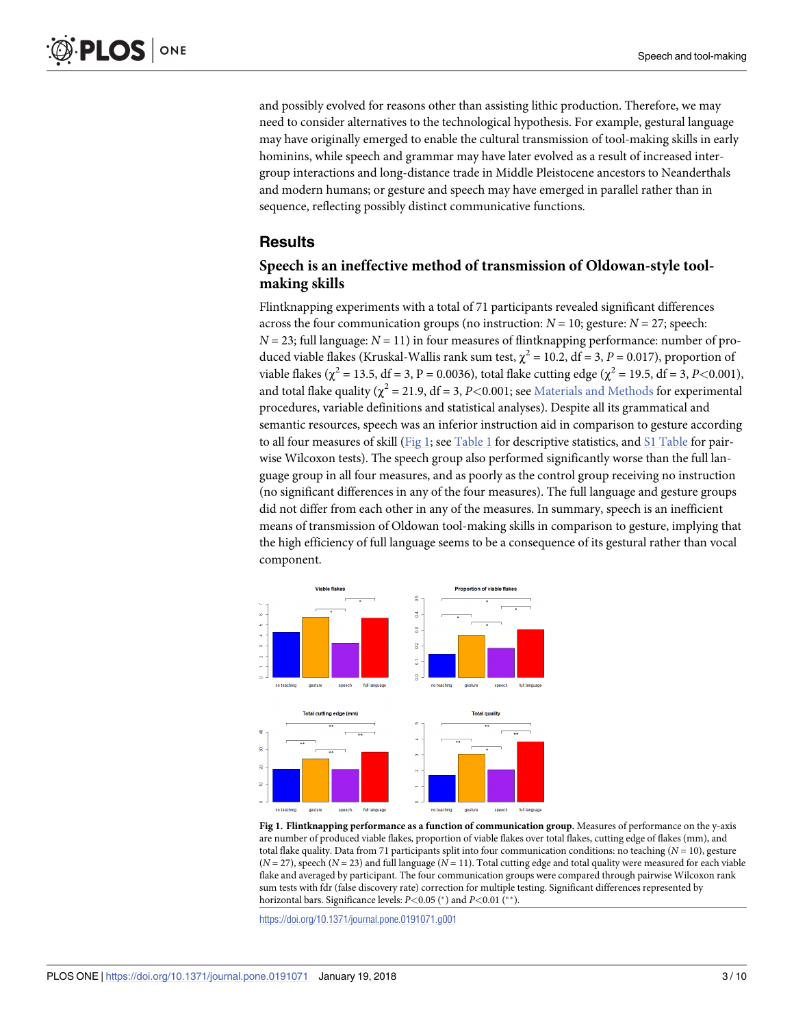and possibly evolved for reasons other than assisting lithic production. Therefore, we may need to consider alternatives to the technological hypothesis. For example, gestural language may have originally emerged to enable the cultural transmission of tool-making skills in early hominins, while speech and grammar may have later evolved as a result of increased intergroup interactions and long-distance trade in Middle Pleistocene ancestors to Neanderthals and modern humans; or gesture and speech may have emerged in parallel rather than in sequence, reflecting possibly distinct communicative functions.

## Results

### Speech is an ineffective method of transmission of Oldowan-style tool-making skills

Flintknapping experiments with a total of 71 participants revealed significant differences across the four communication groups (no instruction: $N = 10$; gesture: $N = 27$; speech: $N = 23$; full language: $N = 11$) in four measures of flintknapping performance: number of produced viable flakes (Kruskal-Wallis rank sum test, $\chi^2 = 10.2$, df = 3, $P = 0.017$), proportion of viable flakes ($\chi^2 = 13.5$, df = 3, P = 0.0036), total flake cutting edge ($\chi^2 = 19.5$, df = 3, $P<0.001$), and total flake quality ($\chi^2 = 21.9$, df = 3, $P<0.001$; see Materials and Methods for experimental procedures, variable definitions and statistical analyses). Despite all its grammatical and semantic resources, speech was an inferior instruction aid in comparison to gesture according to all four measures of skill (Fig 1; see Table 1 for descriptive statistics, and S1 Table for pairwise Wilcoxon tests). The speech group also performed significantly worse than the full language group in all four measures, and as poorly as the control group receiving no instruction (no significant differences in any of the four measures). The full language and gesture groups did not differ from each other in any of the measures. In summary, speech is an inefficient means of transmission of Oldowan tool-making skills in comparison to gesture, implying that the high efficiency of full language seems to be a consequence of its gestural rather than vocal component.

**Fig 1. Flintknapping performance as a function of communication group.** Measures of performance on the y-axis are number of produced viable flakes, proportion of viable flakes over total flakes, cutting edge of flakes (mm), and total flake quality. Data from 71 participants split into four communication conditions: no teaching ($N = 10$), gesture ($N = 27$), speech ($N = 23$) and full language ($N = 11$). Total cutting edge and total quality were measured for each viable flake and averaged by participant. The four communication groups were compared through pairwise Wilcoxon rank sum tests with fdr (false discovery rate) correction for multiple testing. Significant differences represented by horizontal bars. Significance levels: $P<0.05$ (*) and $P<0.01$ (**).

https://doi.org/10.1371/journal.pone.0191071.g001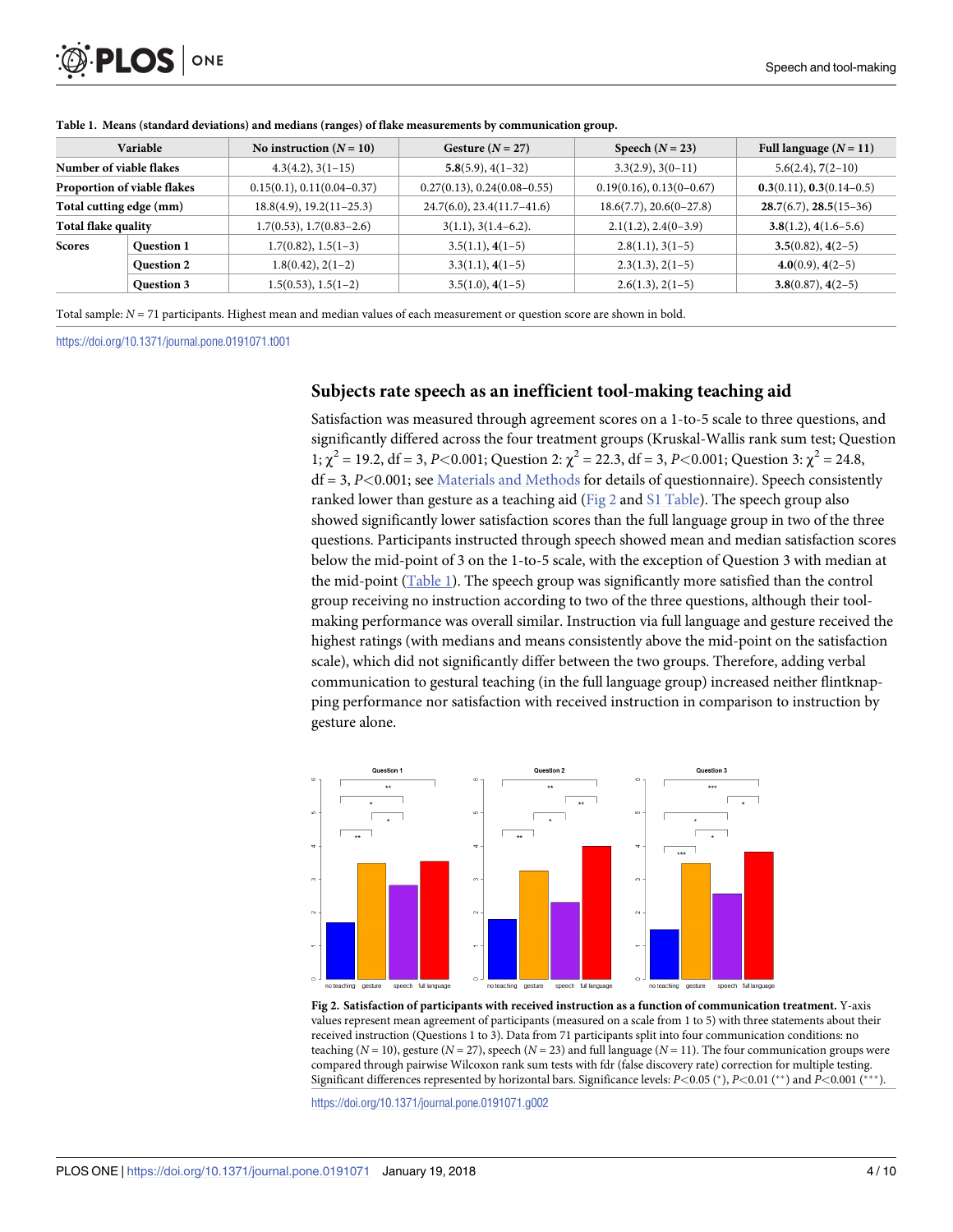**Table 1. Means (standard deviations) and medians (ranges) of flake measurements by communication group.**

| Variable | | No instruction ($N = 10$) | Gesture ($N = 27$) | Speech ($N = 23$) | Full language ($N = 11$) |
|---|---|---|---|---|---|
| Number of viable flakes | | 4.3(4.2), 3(1–15) | **5.8**(5.9), 4(1–32) | 3.3(2.9), 3(0–11) | 5.6(2.4), **7**(2–10) |
| Proportion of viable flakes | | 0.15(0.1), 0.11(0.04–0.37) | 0.27(0.13), 0.24(0.08–0.55) | 0.19(0.16), 0.13(0–0.67) | **0.3**(0.11), **0.3**(0.14–0.5) |
| Total cutting edge (mm) | | 18.8(4.9), 19.2(11–25.3) | 24.7(6.0), 23.4(11.7–41.6) | 18.6(7.7), 20.6(0–27.8) | **28.7**(6.7), **28.5**(15–36) |
| Total flake quality | | 1.7(0.53), 1.7(0.83–2.6) | 3(1.1), 3(1.4–6.2). | 2.1(1.2), 2.4(0–3.9) | **3.8**(1.2), **4**(1.6–5.6) |
| Scores | Question 1 | 1.7(0.82), 1.5(1–3) | 3.5(1.1), **4**(1–5) | 2.8(1.1), 3(1–5) | **3.5**(0.82), **4**(2–5) |
| | Question 2 | 1.8(0.42), 2(1–2) | 3.3(1.1), **4**(1–5) | 2.3(1.3), 2(1–5) | **4.0**(0.9), **4**(2–5) |
| | Question 3 | 1.5(0.53), 1.5(1–2) | 3.5(1.0), **4**(1–5) | 2.6(1.3), 2(1–5) | **3.8**(0.87), **4**(2–5) |

Total sample: $N = 71$ participants. Highest mean and median values of each measurement or question score are shown in bold.

https://doi.org/10.1371/journal.pone.0191071.t001

## Subjects rate speech as an inefficient tool-making teaching aid

Satisfaction was measured through agreement scores on a 1-to-5 scale to three questions, and significantly differed across the four treatment groups (Kruskal-Wallis rank sum test; Question 1; $\chi^2 = 19.2$, df = 3, $P<0.001$; Question 2: $\chi^2 = 22.3$, df = 3, $P<0.001$; Question 3: $\chi^2 = 24.8$, df = 3, $P<0.001$; see Materials and Methods for details of questionnaire). Speech consistently ranked lower than gesture as a teaching aid (Fig 2 and S1 Table). The speech group also showed significantly lower satisfaction scores than the full language group in two of the three questions. Participants instructed through speech showed mean and median satisfaction scores below the mid-point of 3 on the 1-to-5 scale, with the exception of Question 3 with median at the mid-point (Table 1). The speech group was significantly more satisfied than the control group receiving no instruction according to two of the three questions, although their tool-making performance was overall similar. Instruction via full language and gesture received the highest ratings (with medians and means consistently above the mid-point on the satisfaction scale), which did not significantly differ between the two groups. Therefore, adding verbal communication to gestural teaching (in the full language group) increased neither flintknapping performance nor satisfaction with received instruction in comparison to instruction by gesture alone.

**Fig 2. Satisfaction of participants with received instruction as a function of communication treatment.** Y-axis values represent mean agreement of participants (measured on a scale from 1 to 5) with three statements about their received instruction (Questions 1 to 3). Data from 71 participants split into four communication conditions: no teaching ($N = 10$), gesture ($N = 27$), speech ($N = 23$) and full language ($N = 11$). The four communication groups were compared through pairwise Wilcoxon rank sum tests with fdr (false discovery rate) correction for multiple testing. Significant differences represented by horizontal bars. Significance levels: $P<0.05$ (*), $P<0.01$ (**) and $P<0.001$ (***).

https://doi.org/10.1371/journal.pone.0191071.g002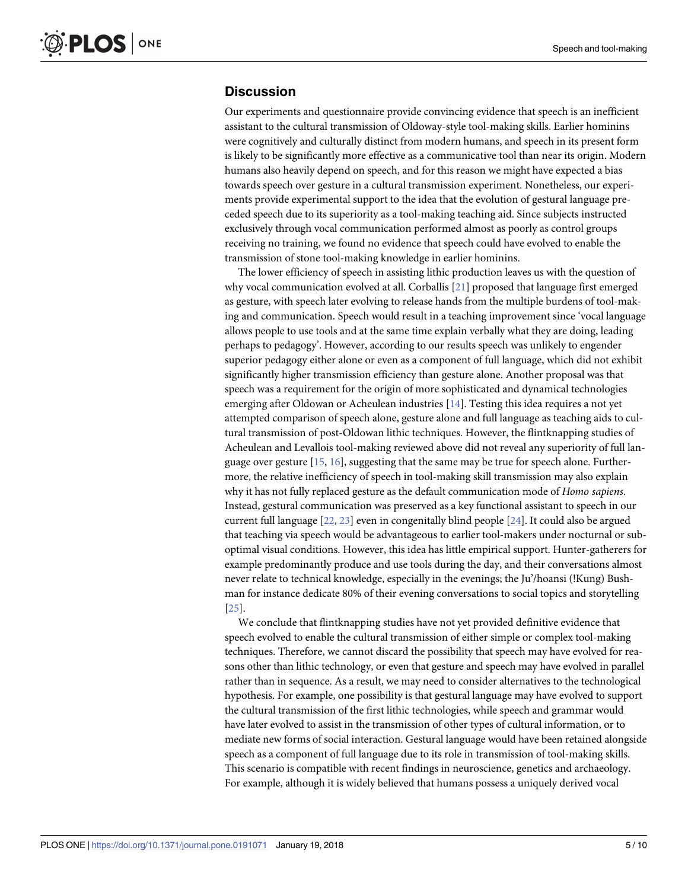## Discussion

Our experiments and questionnaire provide convincing evidence that speech is an inefficient assistant to the cultural transmission of Oldoway-style tool-making skills. Earlier hominins were cognitively and culturally distinct from modern humans, and speech in its present form is likely to be significantly more effective as a communicative tool than near its origin. Modern humans also heavily depend on speech, and for this reason we might have expected a bias towards speech over gesture in a cultural transmission experiment. Nonetheless, our experiments provide experimental support to the idea that the evolution of gestural language preceded speech due to its superiority as a tool-making teaching aid. Since subjects instructed exclusively through vocal communication performed almost as poorly as control groups receiving no training, we found no evidence that speech could have evolved to enable the transmission of stone tool-making knowledge in earlier hominins.

The lower efficiency of speech in assisting lithic production leaves us with the question of why vocal communication evolved at all. Corballis [21] proposed that language first emerged as gesture, with speech later evolving to release hands from the multiple burdens of tool-making and communication. Speech would result in a teaching improvement since 'vocal language allows people to use tools and at the same time explain verbally what they are doing, leading perhaps to pedagogy'. However, according to our results speech was unlikely to engender superior pedagogy either alone or even as a component of full language, which did not exhibit significantly higher transmission efficiency than gesture alone. Another proposal was that speech was a requirement for the origin of more sophisticated and dynamical technologies emerging after Oldowan or Acheulean industries [14]. Testing this idea requires a not yet attempted comparison of speech alone, gesture alone and full language as teaching aids to cultural transmission of post-Oldowan lithic techniques. However, the flintknapping studies of Acheulean and Levallois tool-making reviewed above did not reveal any superiority of full language over gesture [15, 16], suggesting that the same may be true for speech alone. Furthermore, the relative inefficiency of speech in tool-making skill transmission may also explain why it has not fully replaced gesture as the default communication mode of *Homo sapiens*. Instead, gestural communication was preserved as a key functional assistant to speech in our current full language [22, 23] even in congenitally blind people [24]. It could also be argued that teaching via speech would be advantageous to earlier tool-makers under nocturnal or sub-optimal visual conditions. However, this idea has little empirical support. Hunter-gatherers for example predominantly produce and use tools during the day, and their conversations almost never relate to technical knowledge, especially in the evenings; the Ju'/hoansi (!Kung) Bushman for instance dedicate 80% of their evening conversations to social topics and storytelling [25].

We conclude that flintknapping studies have not yet provided definitive evidence that speech evolved to enable the cultural transmission of either simple or complex tool-making techniques. Therefore, we cannot discard the possibility that speech may have evolved for reasons other than lithic technology, or even that gesture and speech may have evolved in parallel rather than in sequence. As a result, we may need to consider alternatives to the technological hypothesis. For example, one possibility is that gestural language may have evolved to support the cultural transmission of the first lithic technologies, while speech and grammar would have later evolved to assist in the transmission of other types of cultural information, or to mediate new forms of social interaction. Gestural language would have been retained alongside speech as a component of full language due to its role in transmission of tool-making skills. This scenario is compatible with recent findings in neuroscience, genetics and archaeology. For example, although it is widely believed that humans possess a uniquely derived vocal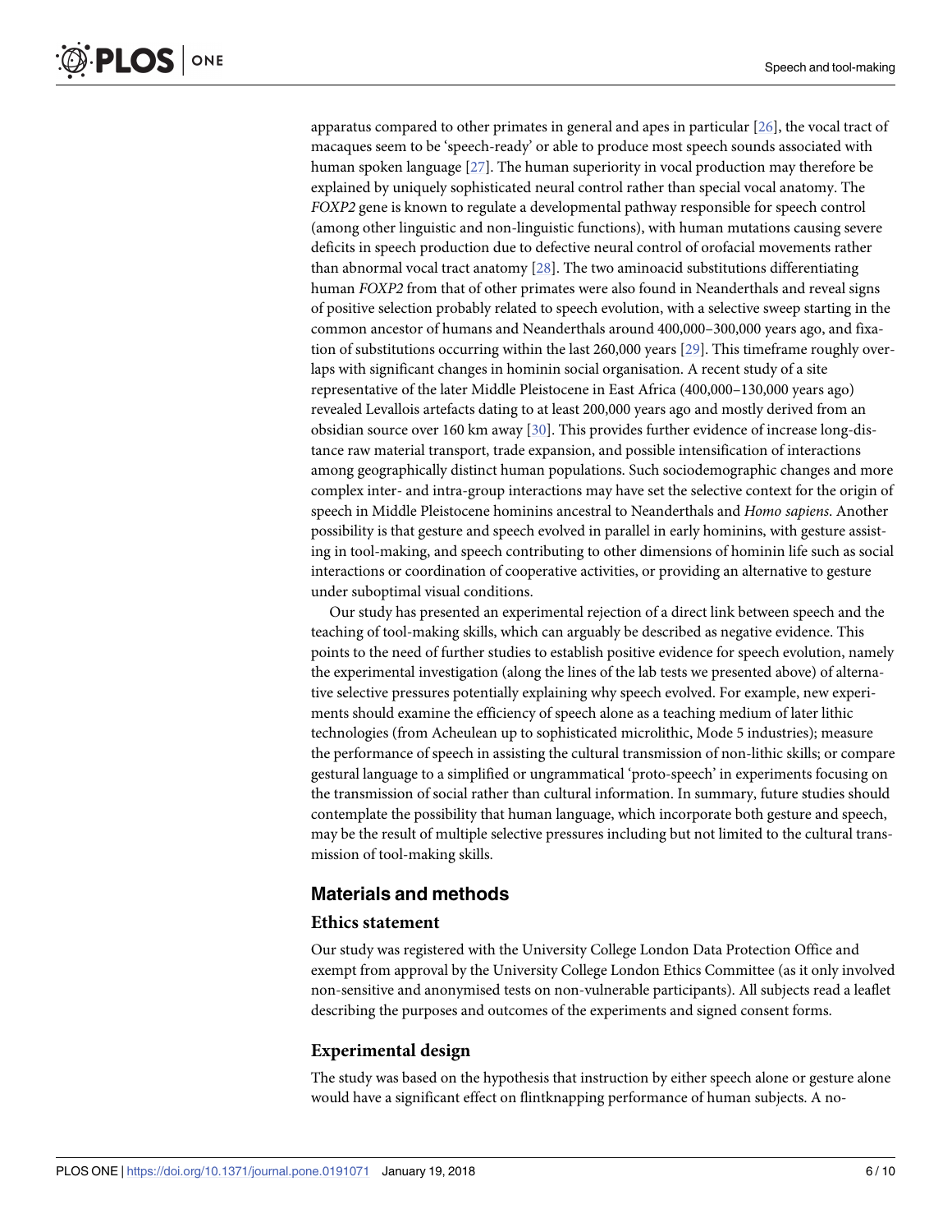apparatus compared to other primates in general and apes in particular [26], the vocal tract of macaques seem to be 'speech-ready' or able to produce most speech sounds associated with human spoken language [27]. The human superiority in vocal production may therefore be explained by uniquely sophisticated neural control rather than special vocal anatomy. The *FOXP2* gene is known to regulate a developmental pathway responsible for speech control (among other linguistic and non-linguistic functions), with human mutations causing severe deficits in speech production due to defective neural control of orofacial movements rather than abnormal vocal tract anatomy [28]. The two aminoacid substitutions differentiating human *FOXP2* from that of other primates were also found in Neanderthals and reveal signs of positive selection probably related to speech evolution, with a selective sweep starting in the common ancestor of humans and Neanderthals around 400,000–300,000 years ago, and fixation of substitutions occurring within the last 260,000 years [29]. This timeframe roughly overlaps with significant changes in hominin social organisation. A recent study of a site representative of the later Middle Pleistocene in East Africa (400,000–130,000 years ago) revealed Levallois artefacts dating to at least 200,000 years ago and mostly derived from an obsidian source over 160 km away [30]. This provides further evidence of increase long-distance raw material transport, trade expansion, and possible intensification of interactions among geographically distinct human populations. Such sociodemographic changes and more complex inter- and intra-group interactions may have set the selective context for the origin of speech in Middle Pleistocene hominins ancestral to Neanderthals and *Homo sapiens*. Another possibility is that gesture and speech evolved in parallel in early hominins, with gesture assisting in tool-making, and speech contributing to other dimensions of hominin life such as social interactions or coordination of cooperative activities, or providing an alternative to gesture under suboptimal visual conditions.

Our study has presented an experimental rejection of a direct link between speech and the teaching of tool-making skills, which can arguably be described as negative evidence. This points to the need of further studies to establish positive evidence for speech evolution, namely the experimental investigation (along the lines of the lab tests we presented above) of alternative selective pressures potentially explaining why speech evolved. For example, new experiments should examine the efficiency of speech alone as a teaching medium of later lithic technologies (from Acheulean up to sophisticated microlithic, Mode 5 industries); measure the performance of speech in assisting the cultural transmission of non-lithic skills; or compare gestural language to a simplified or ungrammatical 'proto-speech' in experiments focusing on the transmission of social rather than cultural information. In summary, future studies should contemplate the possibility that human language, which incorporate both gesture and speech, may be the result of multiple selective pressures including but not limited to the cultural transmission of tool-making skills.

## Materials and methods

### Ethics statement

Our study was registered with the University College London Data Protection Office and exempt from approval by the University College London Ethics Committee (as it only involved non-sensitive and anonymised tests on non-vulnerable participants). All subjects read a leaflet describing the purposes and outcomes of the experiments and signed consent forms.

### Experimental design

The study was based on the hypothesis that instruction by either speech alone or gesture alone would have a significant effect on flintknapping performance of human subjects. A no-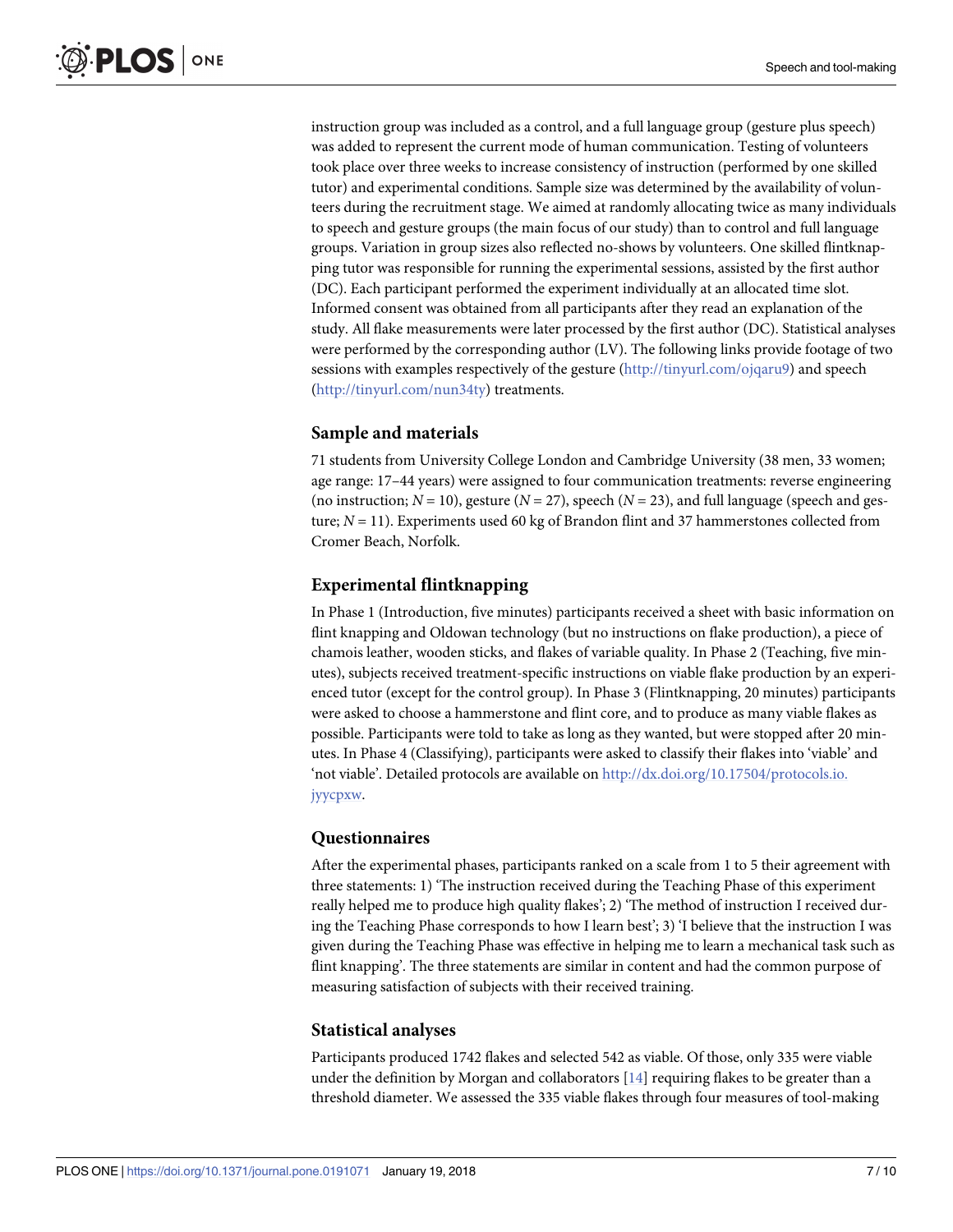instruction group was included as a control, and a full language group (gesture plus speech) was added to represent the current mode of human communication. Testing of volunteers took place over three weeks to increase consistency of instruction (performed by one skilled tutor) and experimental conditions. Sample size was determined by the availability of volunteers during the recruitment stage. We aimed at randomly allocating twice as many individuals to speech and gesture groups (the main focus of our study) than to control and full language groups. Variation in group sizes also reflected no-shows by volunteers. One skilled flintknapping tutor was responsible for running the experimental sessions, assisted by the first author (DC). Each participant performed the experiment individually at an allocated time slot. Informed consent was obtained from all participants after they read an explanation of the study. All flake measurements were later processed by the first author (DC). Statistical analyses were performed by the corresponding author (LV). The following links provide footage of two sessions with examples respectively of the gesture (http://tinyurl.com/ojqaru9) and speech (http://tinyurl.com/nun34ty) treatments.

### Sample and materials

71 students from University College London and Cambridge University (38 men, 33 women; age range: 17–44 years) were assigned to four communication treatments: reverse engineering (no instruction; $N = 10$), gesture ($N = 27$), speech ($N = 23$), and full language (speech and gesture; $N = 11$). Experiments used 60 kg of Brandon flint and 37 hammerstones collected from Cromer Beach, Norfolk.

### Experimental flintknapping

In Phase 1 (Introduction, five minutes) participants received a sheet with basic information on flint knapping and Oldowan technology (but no instructions on flake production), a piece of chamois leather, wooden sticks, and flakes of variable quality. In Phase 2 (Teaching, five minutes), subjects received treatment-specific instructions on viable flake production by an experienced tutor (except for the control group). In Phase 3 (Flintknapping, 20 minutes) participants were asked to choose a hammerstone and flint core, and to produce as many viable flakes as possible. Participants were told to take as long as they wanted, but were stopped after 20 minutes. In Phase 4 (Classifying), participants were asked to classify their flakes into 'viable' and 'not viable'. Detailed protocols are available on http://dx.doi.org/10.17504/protocols.io.jyycpxw.

### Questionnaires

After the experimental phases, participants ranked on a scale from 1 to 5 their agreement with three statements: 1) 'The instruction received during the Teaching Phase of this experiment really helped me to produce high quality flakes'; 2) 'The method of instruction I received during the Teaching Phase corresponds to how I learn best'; 3) 'I believe that the instruction I was given during the Teaching Phase was effective in helping me to learn a mechanical task such as flint knapping'. The three statements are similar in content and had the common purpose of measuring satisfaction of subjects with their received training.

### Statistical analyses

Participants produced 1742 flakes and selected 542 as viable. Of those, only 335 were viable under the definition by Morgan and collaborators [14] requiring flakes to be greater than a threshold diameter. We assessed the 335 viable flakes through four measures of tool-making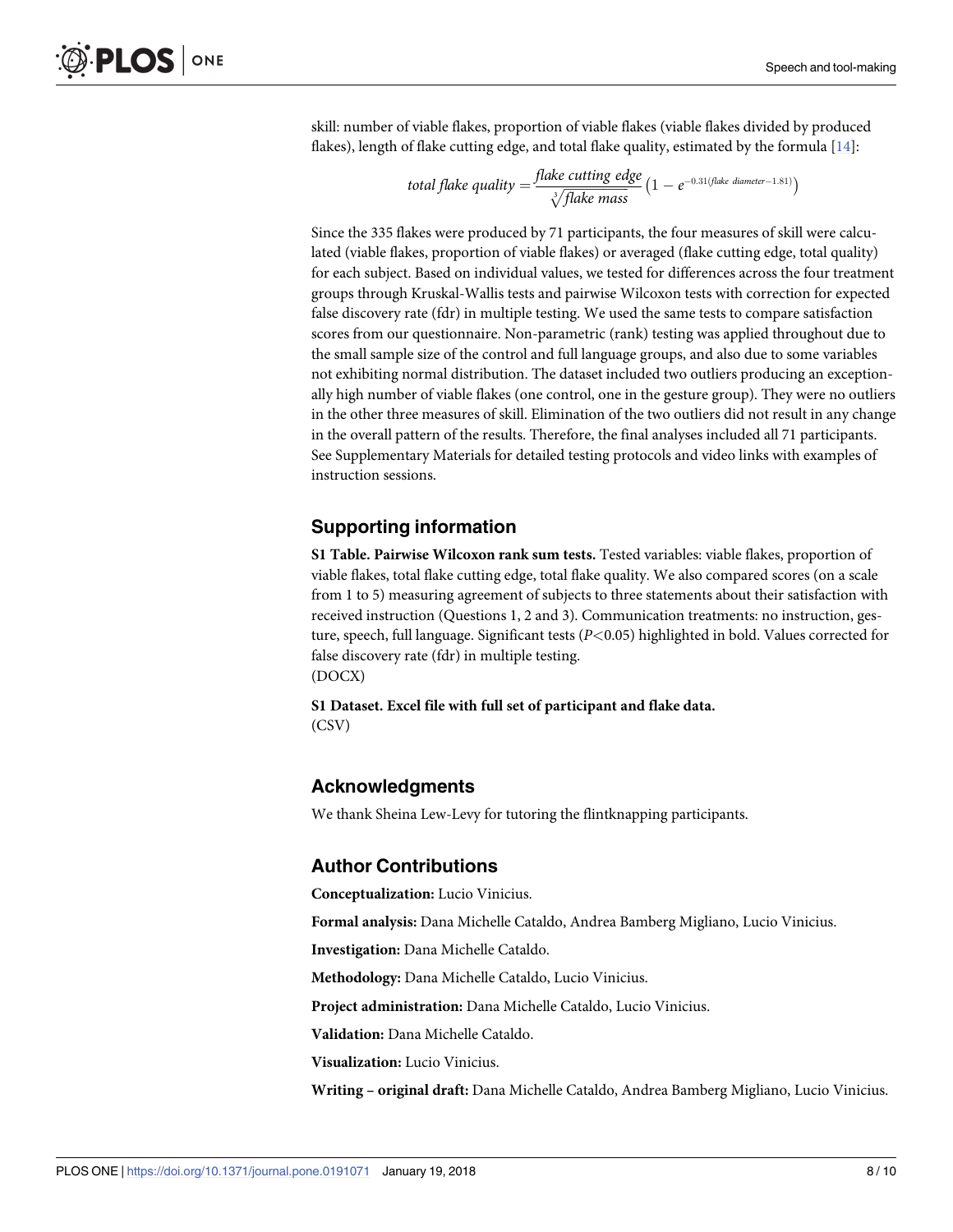skill: number of viable flakes, proportion of viable flakes (viable flakes divided by produced flakes), length of flake cutting edge, and total flake quality, estimated by the formula [14]:

$$total\ flake\ quality = \frac{flake\ cutting\ edge}{\sqrt[3]{flake\ mass}}\left(1 - e^{-0.31(flake\ diameter - 1.81)}\right)$$

Since the 335 flakes were produced by 71 participants, the four measures of skill were calculated (viable flakes, proportion of viable flakes) or averaged (flake cutting edge, total quality) for each subject. Based on individual values, we tested for differences across the four treatment groups through Kruskal-Wallis tests and pairwise Wilcoxon tests with correction for expected false discovery rate (fdr) in multiple testing. We used the same tests to compare satisfaction scores from our questionnaire. Non-parametric (rank) testing was applied throughout due to the small sample size of the control and full language groups, and also due to some variables not exhibiting normal distribution. The dataset included two outliers producing an exceptionally high number of viable flakes (one control, one in the gesture group). They were no outliers in the other three measures of skill. Elimination of the two outliers did not result in any change in the overall pattern of the results. Therefore, the final analyses included all 71 participants. See Supplementary Materials for detailed testing protocols and video links with examples of instruction sessions.

## Supporting information

**S1 Table. Pairwise Wilcoxon rank sum tests.** Tested variables: viable flakes, proportion of viable flakes, total flake cutting edge, total flake quality. We also compared scores (on a scale from 1 to 5) measuring agreement of subjects to three statements about their satisfaction with received instruction (Questions 1, 2 and 3). Communication treatments: no instruction, gesture, speech, full language. Significant tests ($P<0.05$) highlighted in bold. Values corrected for false discovery rate (fdr) in multiple testing.
(DOCX)

**S1 Dataset. Excel file with full set of participant and flake data.**
(CSV)

## Acknowledgments

We thank Sheina Lew-Levy for tutoring the flintknapping participants.

## Author Contributions

**Conceptualization:** Lucio Vinicius.

**Formal analysis:** Dana Michelle Cataldo, Andrea Bamberg Migliano, Lucio Vinicius.

**Investigation:** Dana Michelle Cataldo.

**Methodology:** Dana Michelle Cataldo, Lucio Vinicius.

**Project administration:** Dana Michelle Cataldo, Lucio Vinicius.

**Validation:** Dana Michelle Cataldo.

**Visualization:** Lucio Vinicius.

**Writing – original draft:** Dana Michelle Cataldo, Andrea Bamberg Migliano, Lucio Vinicius.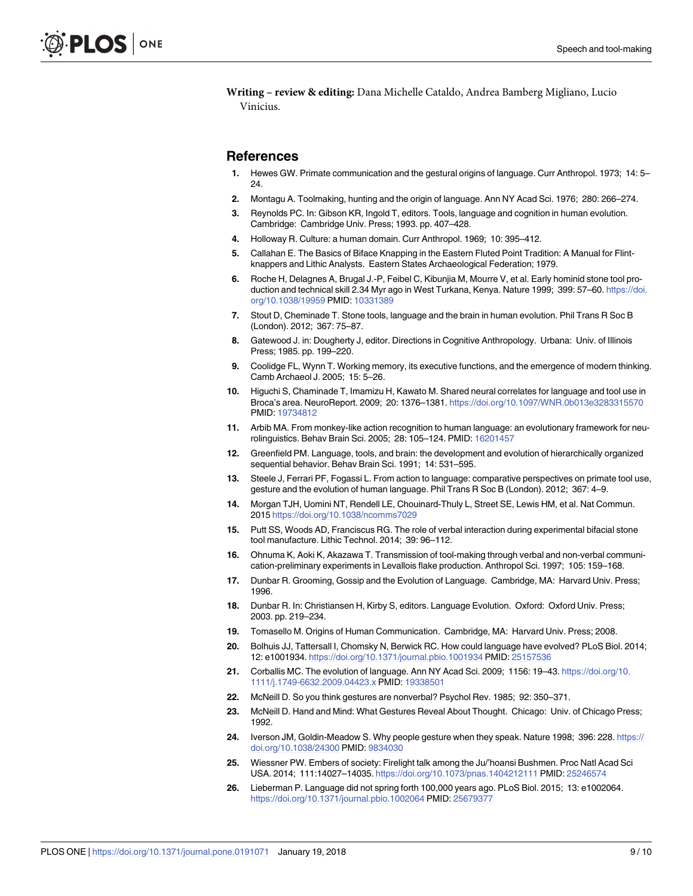**Writing – review & editing:** Dana Michelle Cataldo, Andrea Bamberg Migliano, Lucio Vinicius.

## References

1. Hewes GW. Primate communication and the gestural origins of language. Curr Anthropol. 1973; 14: 5–24.
2. Montagu A. Toolmaking, hunting and the origin of language. Ann NY Acad Sci. 1976; 280: 266–274.
3. Reynolds PC. In: Gibson KR, Ingold T, editors. Tools, language and cognition in human evolution. Cambridge: Cambridge Univ. Press; 1993. pp. 407–428.
4. Holloway R. Culture: a human domain. Curr Anthropol. 1969; 10: 395–412.
5. Callahan E. The Basics of Biface Knapping in the Eastern Fluted Point Tradition: A Manual for Flint-knappers and Lithic Analysts. Eastern States Archaeological Federation; 1979.
6. Roche H, Delagnes A, Brugal J.-P, Feibel C, Kibunjia M, Mourre V, et al. Early hominid stone tool production and technical skill 2.34 Myr ago in West Turkana, Kenya. Nature 1999; 399: 57–60. https://doi.org/10.1038/19959 PMID: 10331389
7. Stout D, Cheminade T. Stone tools, language and the brain in human evolution. Phil Trans R Soc B (London). 2012; 367: 75–87.
8. Gatewood J. in: Dougherty J, editor. Directions in Cognitive Anthropology. Urbana: Univ. of Illinois Press; 1985. pp. 199–220.
9. Coolidge FL, Wynn T. Working memory, its executive functions, and the emergence of modern thinking. Camb Archaeol J. 2005; 15: 5–26.
10. Higuchi S, Chaminade T, Imamizu H, Kawato M. Shared neural correlates for language and tool use in Broca's area. NeuroReport. 2009; 20: 1376–1381. https://doi.org/10.1097/WNR.0b013e3283315570 PMID: 19734812
11. Arbib MA. From monkey-like action recognition to human language: an evolutionary framework for neurolinguistics. Behav Brain Sci. 2005; 28: 105–124. PMID: 16201457
12. Greenfield PM. Language, tools, and brain: the development and evolution of hierarchically organized sequential behavior. Behav Brain Sci. 1991; 14: 531–595.
13. Steele J, Ferrari PF, Fogassi L. From action to language: comparative perspectives on primate tool use, gesture and the evolution of human language. Phil Trans R Soc B (London). 2012; 367: 4–9.
14. Morgan TJH, Uomini NT, Rendell LE, Chouinard-Thuly L, Street SE, Lewis HM, et al. Nat Commun. 2015 https://doi.org/10.1038/ncomms7029
15. Putt SS, Woods AD, Franciscus RG. The role of verbal interaction during experimental bifacial stone tool manufacture. Lithic Technol. 2014; 39: 96–112.
16. Ohnuma K, Aoki K, Akazawa T. Transmission of tool-making through verbal and non-verbal communication-preliminary experiments in Levallois flake production. Anthropol Sci. 1997; 105: 159–168.
17. Dunbar R. Grooming, Gossip and the Evolution of Language. Cambridge, MA: Harvard Univ. Press; 1996.
18. Dunbar R. In: Christiansen H, Kirby S, editors. Language Evolution. Oxford: Oxford Univ. Press; 2003. pp. 219–234.
19. Tomasello M. Origins of Human Communication. Cambridge, MA: Harvard Univ. Press; 2008.
20. Bolhuis JJ, Tattersall I, Chomsky N, Berwick RC. How could language have evolved? PLoS Biol. 2014; 12: e1001934. https://doi.org/10.1371/journal.pbio.1001934 PMID: 25157536
21. Corballis MC. The evolution of language. Ann NY Acad Sci. 2009; 1156: 19–43. https://doi.org/10.1111/j.1749-6632.2009.04423.x PMID: 19338501
22. McNeill D. So you think gestures are nonverbal? Psychol Rev. 1985; 92: 350–371.
23. McNeill D. Hand and Mind: What Gestures Reveal About Thought. Chicago: Univ. of Chicago Press; 1992.
24. Iverson JM, Goldin-Meadow S. Why people gesture when they speak. Nature 1998; 396: 228. https://doi.org/10.1038/24300 PMID: 9834030
25. Wiessner PW. Embers of society: Firelight talk among the Ju/'hoansi Bushmen. Proc Natl Acad Sci USA. 2014; 111:14027–14035. https://doi.org/10.1073/pnas.1404212111 PMID: 25246574
26. Lieberman P. Language did not spring forth 100,000 years ago. PLoS Biol. 2015; 13: e1002064. https://doi.org/10.1371/journal.pbio.1002064 PMID: 25679377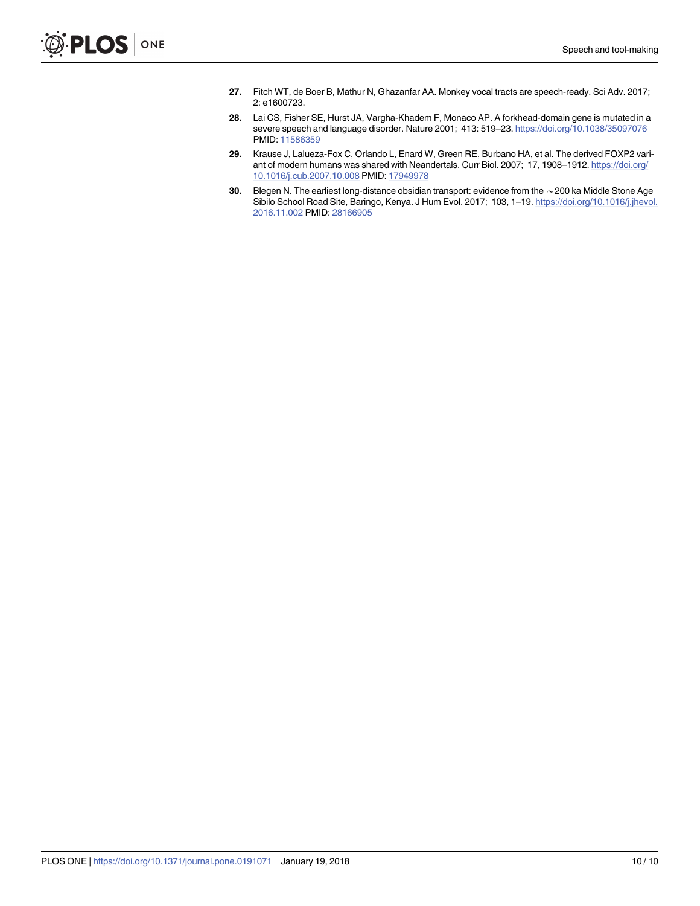27. Fitch WT, de Boer B, Mathur N, Ghazanfar AA. Monkey vocal tracts are speech-ready. Sci Adv. 2017; 2: e1600723.
28. Lai CS, Fisher SE, Hurst JA, Vargha-Khadem F, Monaco AP. A forkhead-domain gene is mutated in a severe speech and language disorder. Nature 2001; 413: 519–23. https://doi.org/10.1038/35097076 PMID: 11586359
29. Krause J, Lalueza-Fox C, Orlando L, Enard W, Green RE, Burbano HA, et al. The derived FOXP2 variant of modern humans was shared with Neandertals. Curr Biol. 2007; 17, 1908–1912. https://doi.org/10.1016/j.cub.2007.10.008 PMID: 17949978
30. Blegen N. The earliest long-distance obsidian transport: evidence from the ~200 ka Middle Stone Age Sibilo School Road Site, Baringo, Kenya. J Hum Evol. 2017; 103, 1–19. https://doi.org/10.1016/j.jhevol.2016.11.002 PMID: 28166905